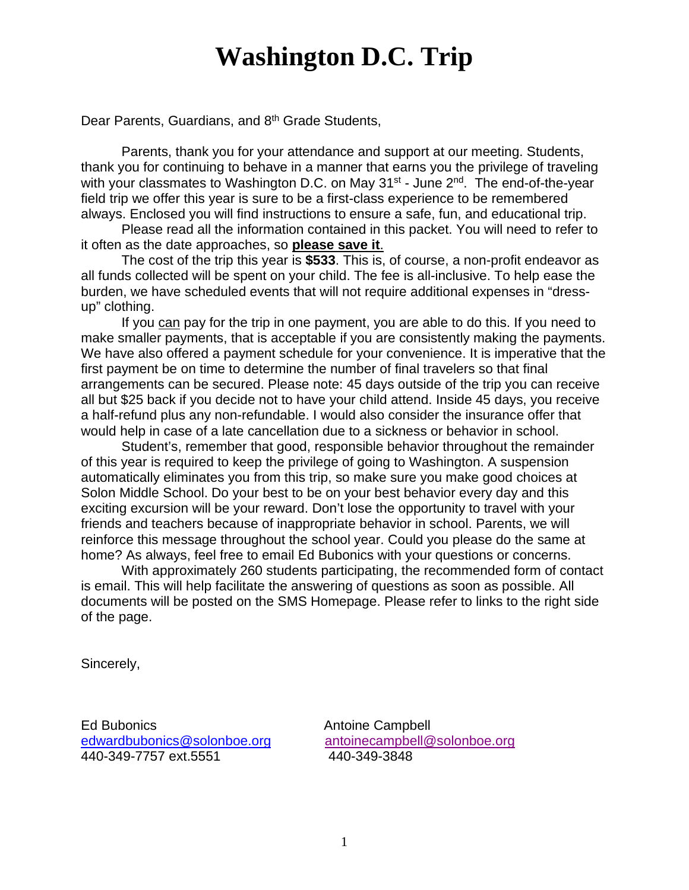# Washington D.C. Trip

Dear Parents, Guardians, and 8th Grade Students,

Parents, thank you for your attendance and support at our meeting. Students, thank you for continuing to behave in a manner that earns you the privilege of traveling with your classmates to Washington D.C. on May 31st - June 2nd. The end-of-the-year field trip we offer this year is sure to be a first-class experience to be remembered always. Enclosed you will find instructions to ensure a safe, fun, and educational trip.

Please read all the information contained in this packet. You will need to refer to it often as the date approaches, so **please save it**.

The cost of the trip this year is **$533**. This is, of course, a non-profit endeavor as all funds collected will be spent on your child. The fee is all-inclusive. To help ease the burden, we have scheduled events that will not require additional expenses in "dress-up" clothing.

If you can pay for the trip in one payment, you are able to do this. If you need to make smaller payments, that is acceptable if you are consistently making the payments. We have also offered a payment schedule for your convenience. It is imperative that the first payment be on time to determine the number of final travelers so that final arrangements can be secured. Please note: 45 days outside of the trip you can receive all but $25 back if you decide not to have your child attend. Inside 45 days, you receive a half-refund plus any non-refundable. I would also consider the insurance offer that would help in case of a late cancellation due to a sickness or behavior in school.

Student's, remember that good, responsible behavior throughout the remainder of this year is required to keep the privilege of going to Washington. A suspension automatically eliminates you from this trip, so make sure you make good choices at Solon Middle School. Do your best to be on your best behavior every day and this exciting excursion will be your reward. Don't lose the opportunity to travel with your friends and teachers because of inappropriate behavior in school. Parents, we will reinforce this message throughout the school year. Could you please do the same at home? As always, feel free to email Ed Bubonics with your questions or concerns.

With approximately 260 students participating, the recommended form of contact is email. This will help facilitate the answering of questions as soon as possible. All documents will be posted on the SMS Homepage. Please refer to links to the right side of the page.

Sincerely,

Ed Bubonics
edwardbubonics@solonboe.org
440-349-7757 ext.5551

Antoine Campbell
antoinecampbell@solonboe.org
440-349-3848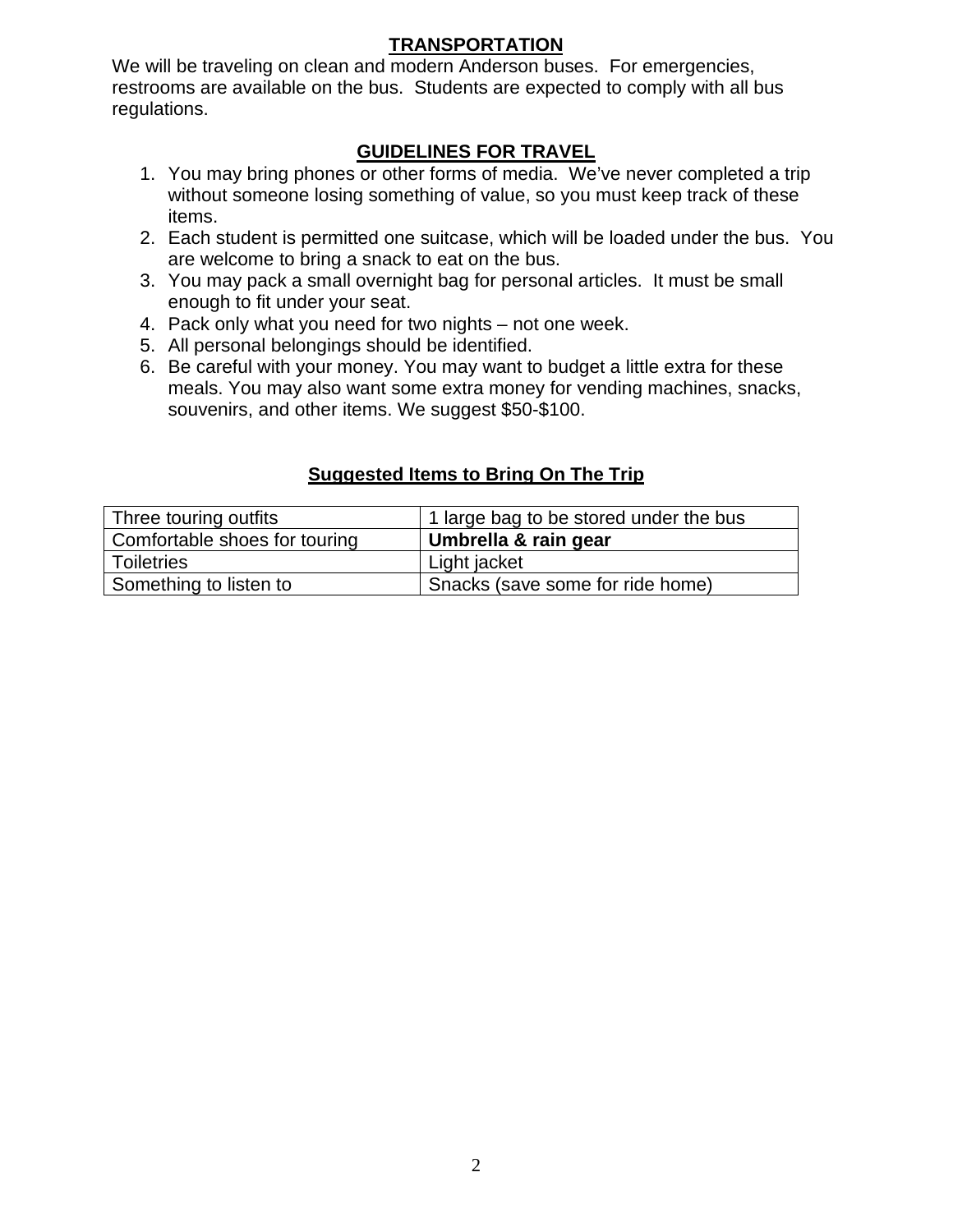## TRANSPORTATION

We will be traveling on clean and modern Anderson buses. For emergencies, restrooms are available on the bus. Students are expected to comply with all bus regulations.

## GUIDELINES FOR TRAVEL

1. You may bring phones or other forms of media. We've never completed a trip without someone losing something of value, so you must keep track of these items.
2. Each student is permitted one suitcase, which will be loaded under the bus. You are welcome to bring a snack to eat on the bus.
3. You may pack a small overnight bag for personal articles. It must be small enough to fit under your seat.
4. Pack only what you need for two nights – not one week.
5. All personal belongings should be identified.
6. Be careful with your money. You may want to budget a little extra for these meals. You may also want some extra money for vending machines, snacks, souvenirs, and other items. We suggest $50-$100.

## Suggested Items to Bring On The Trip

| | |
|---|---|
| Three touring outfits | 1 large bag to be stored under the bus |
| Comfortable shoes for touring | **Umbrella & rain gear** |
| Toiletries | Light jacket |
| Something to listen to | Snacks (save some for ride home) |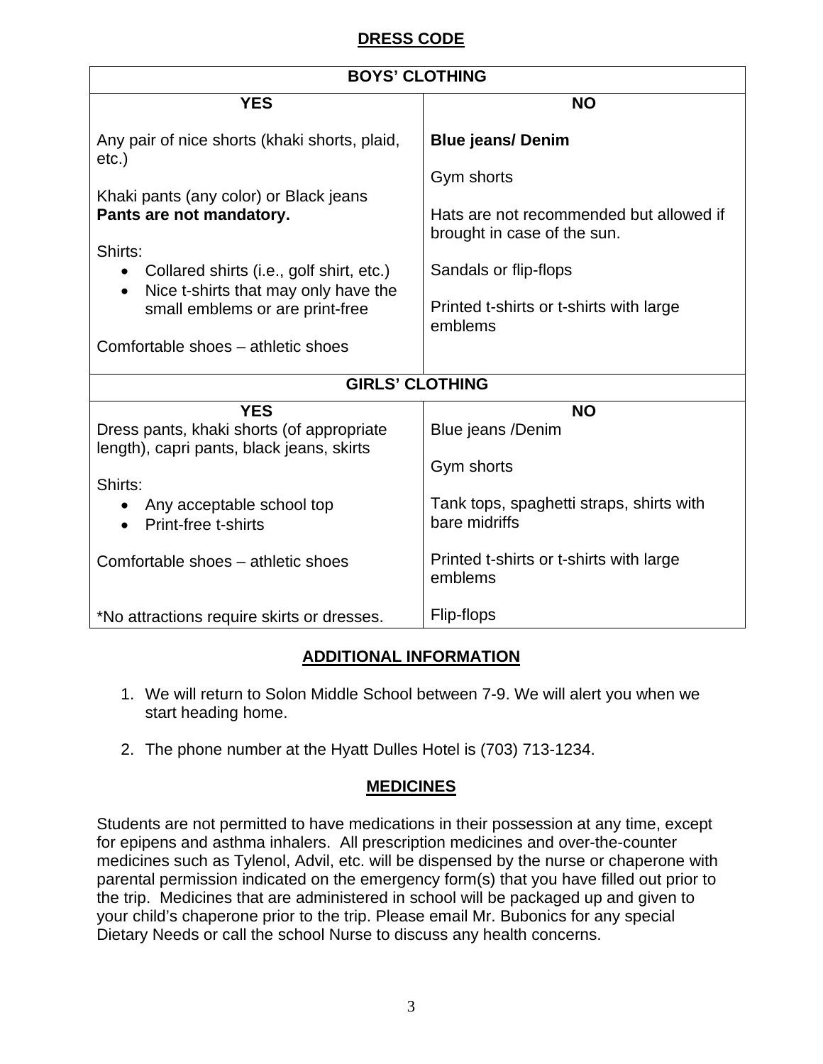## DRESS CODE

| BOYS' CLOTHING | |
|---|---|
| **YES** | **NO** |
| Any pair of nice shorts (khaki shorts, plaid, etc.)<br><br>Khaki pants (any color) or Black jeans<br>**Pants are not mandatory.**<br><br>Shirts:<br>• Collared shirts (i.e., golf shirt, etc.)<br>• Nice t-shirts that may only have the small emblems or are print-free<br><br>Comfortable shoes – athletic shoes | **Blue jeans/ Denim**<br><br>Gym shorts<br><br>Hats are not recommended but allowed if brought in case of the sun.<br><br>Sandals or flip-flops<br><br>Printed t-shirts or t-shirts with large emblems |
| **GIRLS' CLOTHING** | |
| **YES** | **NO** |
| Dress pants, khaki shorts (of appropriate length), capri pants, black jeans, skirts<br><br>Shirts:<br>• Any acceptable school top<br>• Print-free t-shirts<br><br>Comfortable shoes – athletic shoes<br><br>*No attractions require skirts or dresses. | Blue jeans /Denim<br><br>Gym shorts<br><br>Tank tops, spaghetti straps, shirts with bare midriffs<br><br>Printed t-shirts or t-shirts with large emblems<br><br>Flip-flops |

## ADDITIONAL INFORMATION

1. We will return to Solon Middle School between 7-9. We will alert you when we start heading home.
2. The phone number at the Hyatt Dulles Hotel is (703) 713-1234.

## MEDICINES

Students are not permitted to have medications in their possession at any time, except for epipens and asthma inhalers. All prescription medicines and over-the-counter medicines such as Tylenol, Advil, etc. will be dispensed by the nurse or chaperone with parental permission indicated on the emergency form(s) that you have filled out prior to the trip. Medicines that are administered in school will be packaged up and given to your child's chaperone prior to the trip. Please email Mr. Bubonics for any special Dietary Needs or call the school Nurse to discuss any health concerns.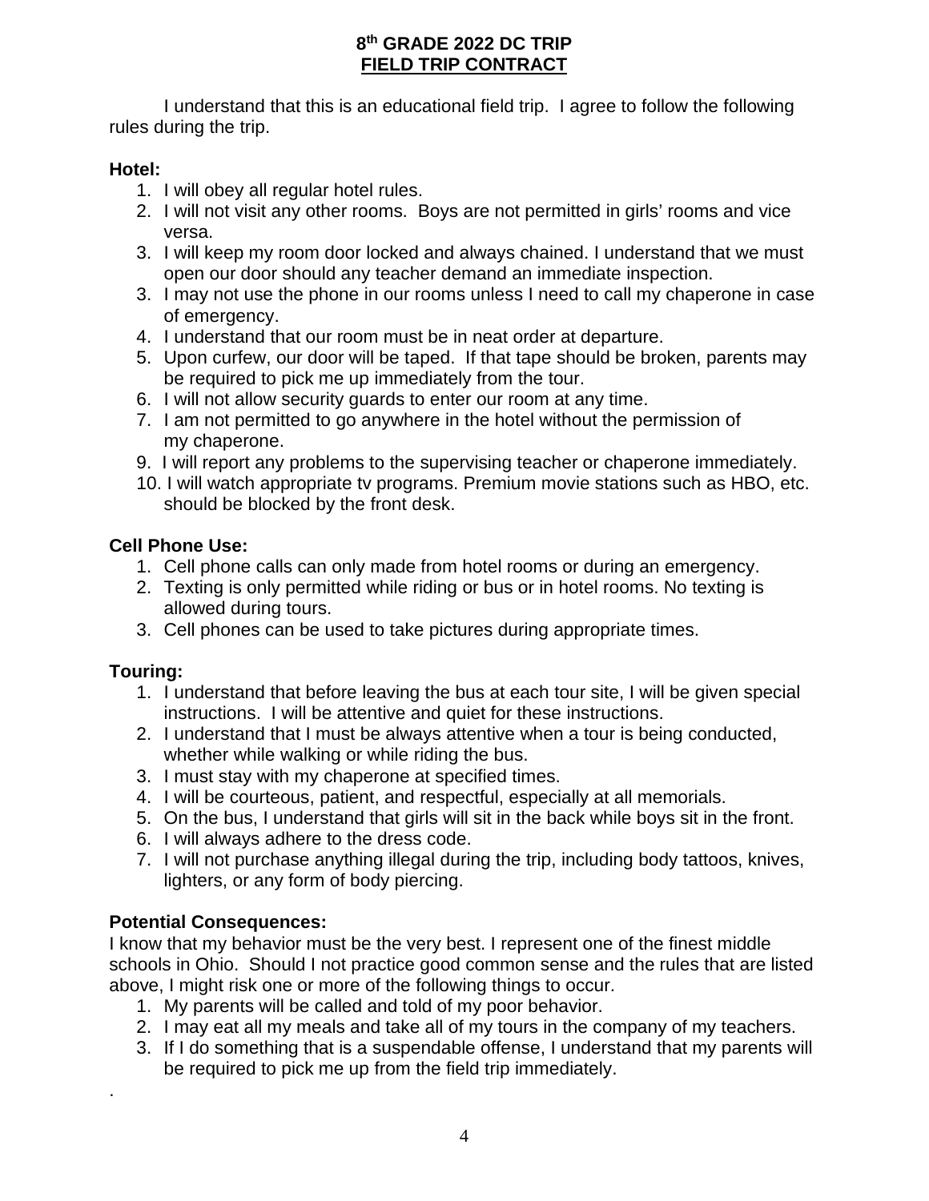# 8th GRADE 2022 DC TRIP
## FIELD TRIP CONTRACT

I understand that this is an educational field trip. I agree to follow the following rules during the trip.

**Hotel:**

1. I will obey all regular hotel rules.
2. I will not visit any other rooms. Boys are not permitted in girls' rooms and vice versa.
3. I will keep my room door locked and always chained. I understand that we must open our door should any teacher demand an immediate inspection.
3. I may not use the phone in our rooms unless I need to call my chaperone in case of emergency.
4. I understand that our room must be in neat order at departure.
5. Upon curfew, our door will be taped. If that tape should be broken, parents may be required to pick me up immediately from the tour.
6. I will not allow security guards to enter our room at any time.
7. I am not permitted to go anywhere in the hotel without the permission of my chaperone.
9. I will report any problems to the supervising teacher or chaperone immediately.
10. I will watch appropriate tv programs. Premium movie stations such as HBO, etc. should be blocked by the front desk.

**Cell Phone Use:**

1. Cell phone calls can only made from hotel rooms or during an emergency.
2. Texting is only permitted while riding or bus or in hotel rooms. No texting is allowed during tours.
3. Cell phones can be used to take pictures during appropriate times.

**Touring:**

1. I understand that before leaving the bus at each tour site, I will be given special instructions. I will be attentive and quiet for these instructions.
2. I understand that I must be always attentive when a tour is being conducted, whether while walking or while riding the bus.
3. I must stay with my chaperone at specified times.
4. I will be courteous, patient, and respectful, especially at all memorials.
5. On the bus, I understand that girls will sit in the back while boys sit in the front.
6. I will always adhere to the dress code.
7. I will not purchase anything illegal during the trip, including body tattoos, knives, lighters, or any form of body piercing.

**Potential Consequences:**

I know that my behavior must be the very best. I represent one of the finest middle schools in Ohio. Should I not practice good common sense and the rules that are listed above, I might risk one or more of the following things to occur.

1. My parents will be called and told of my poor behavior.
2. I may eat all my meals and take all of my tours in the company of my teachers.
3. If I do something that is a suspendable offense, I understand that my parents will be required to pick me up from the field trip immediately.

.